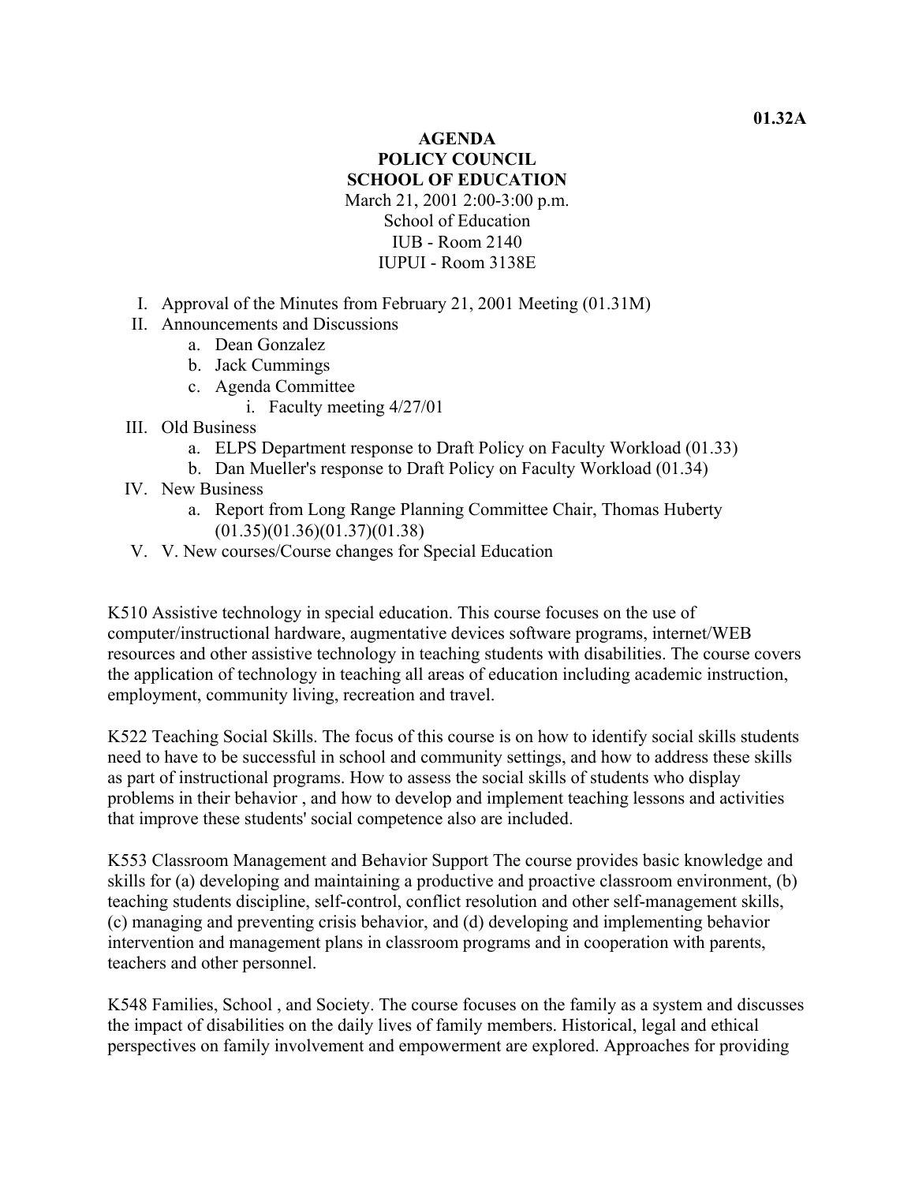**01.32A**

# AGENDA
## POLICY COUNCIL
## SCHOOL OF EDUCATION

March 21, 2001 2:00-3:00 p.m.
School of Education
IUB - Room 2140
IUPUI - Room 3138E

I. Approval of the Minutes from February 21, 2001 Meeting (01.31M)
II. Announcements and Discussions
   a. Dean Gonzalez
   b. Jack Cummings
   c. Agenda Committee
      i. Faculty meeting 4/27/01
III. Old Business
   a. ELPS Department response to Draft Policy on Faculty Workload (01.33)
   b. Dan Mueller's response to Draft Policy on Faculty Workload (01.34)
IV. New Business
   a. Report from Long Range Planning Committee Chair, Thomas Huberty (01.35)(01.36)(01.37)(01.38)
V. V. New courses/Course changes for Special Education

K510 Assistive technology in special education. This course focuses on the use of computer/instructional hardware, augmentative devices software programs, internet/WEB resources and other assistive technology in teaching students with disabilities. The course covers the application of technology in teaching all areas of education including academic instruction, employment, community living, recreation and travel.

K522 Teaching Social Skills. The focus of this course is on how to identify social skills students need to have to be successful in school and community settings, and how to address these skills as part of instructional programs. How to assess the social skills of students who display problems in their behavior , and how to develop and implement teaching lessons and activities that improve these students' social competence also are included.

K553 Classroom Management and Behavior Support The course provides basic knowledge and skills for (a) developing and maintaining a productive and proactive classroom environment, (b) teaching students discipline, self-control, conflict resolution and other self-management skills, (c) managing and preventing crisis behavior, and (d) developing and implementing behavior intervention and management plans in classroom programs and in cooperation with parents, teachers and other personnel.

K548 Families, School , and Society. The course focuses on the family as a system and discusses the impact of disabilities on the daily lives of family members. Historical, legal and ethical perspectives on family involvement and empowerment are explored. Approaches for providing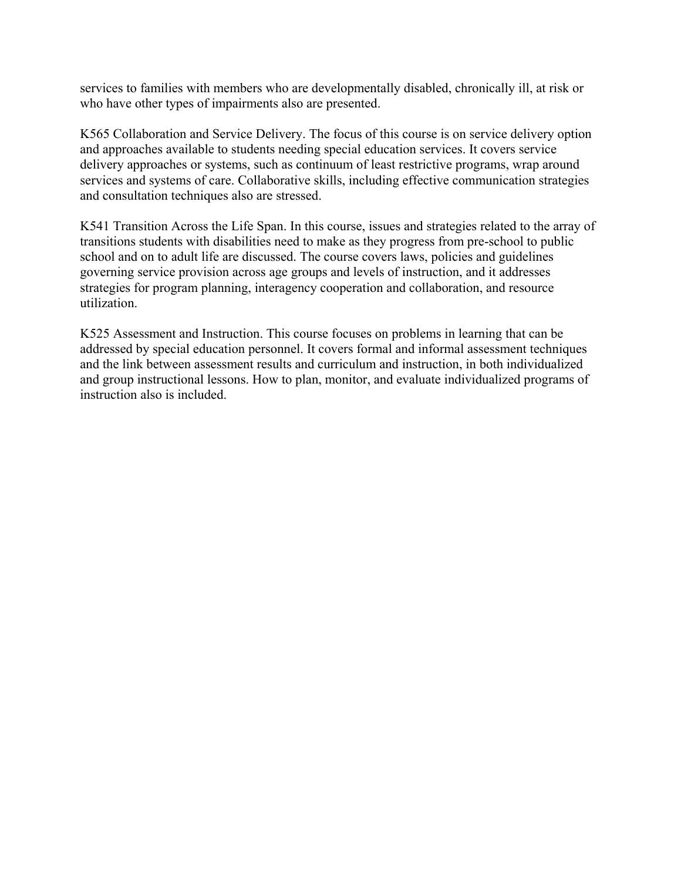services to families with members who are developmentally disabled, chronically ill, at risk or who have other types of impairments also are presented.

K565 Collaboration and Service Delivery. The focus of this course is on service delivery option and approaches available to students needing special education services. It covers service delivery approaches or systems, such as continuum of least restrictive programs, wrap around services and systems of care. Collaborative skills, including effective communication strategies and consultation techniques also are stressed.

K541 Transition Across the Life Span. In this course, issues and strategies related to the array of transitions students with disabilities need to make as they progress from pre-school to public school and on to adult life are discussed. The course covers laws, policies and guidelines governing service provision across age groups and levels of instruction, and it addresses strategies for program planning, interagency cooperation and collaboration, and resource utilization.

K525 Assessment and Instruction. This course focuses on problems in learning that can be addressed by special education personnel. It covers formal and informal assessment techniques and the link between assessment results and curriculum and instruction, in both individualized and group instructional lessons. How to plan, monitor, and evaluate individualized programs of instruction also is included.